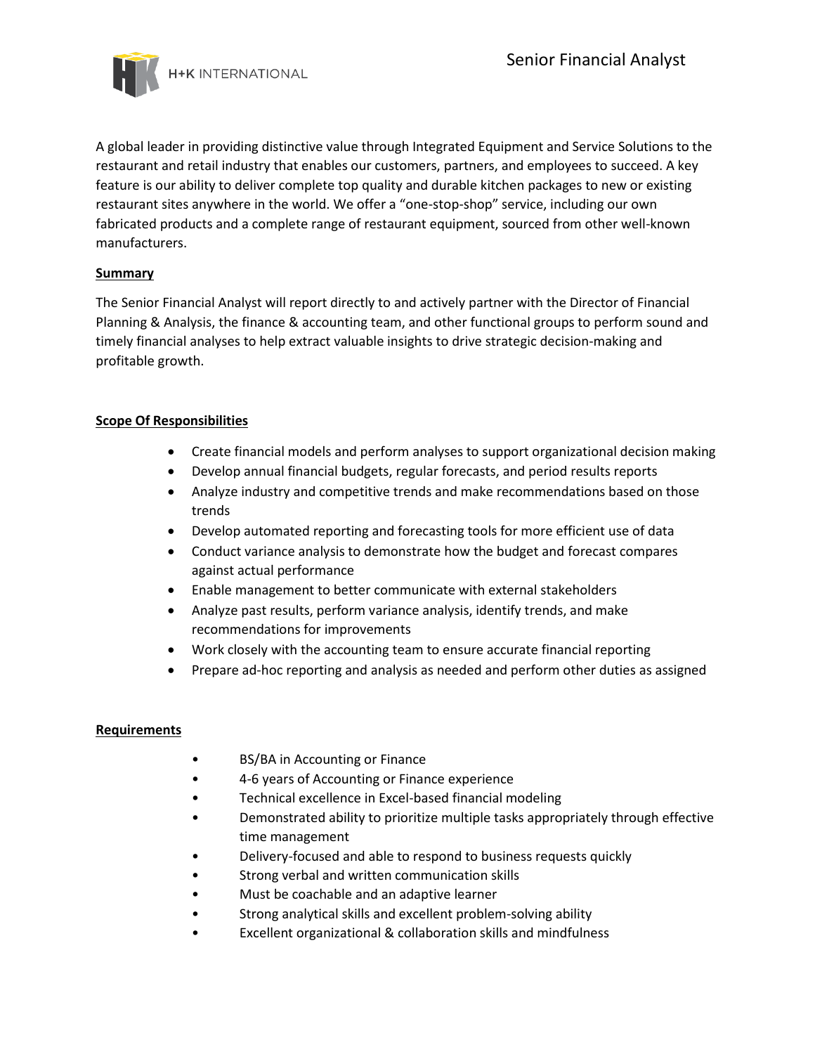H+K INTERNATIONAL

# Senior Financial Analyst

A global leader in providing distinctive value through Integrated Equipment and Service Solutions to the restaurant and retail industry that enables our customers, partners, and employees to succeed. A key feature is our ability to deliver complete top quality and durable kitchen packages to new or existing restaurant sites anywhere in the world. We offer a "one-stop-shop" service, including our own fabricated products and a complete range of restaurant equipment, sourced from other well-known manufacturers.

## Summary

The Senior Financial Analyst will report directly to and actively partner with the Director of Financial Planning & Analysis, the finance & accounting team, and other functional groups to perform sound and timely financial analyses to help extract valuable insights to drive strategic decision-making and profitable growth.

## Scope Of Responsibilities

- Create financial models and perform analyses to support organizational decision making
- Develop annual financial budgets, regular forecasts, and period results reports
- Analyze industry and competitive trends and make recommendations based on those trends
- Develop automated reporting and forecasting tools for more efficient use of data
- Conduct variance analysis to demonstrate how the budget and forecast compares against actual performance
- Enable management to better communicate with external stakeholders
- Analyze past results, perform variance analysis, identify trends, and make recommendations for improvements
- Work closely with the accounting team to ensure accurate financial reporting
- Prepare ad-hoc reporting and analysis as needed and perform other duties as assigned

## Requirements

- BS/BA in Accounting or Finance
- 4-6 years of Accounting or Finance experience
- Technical excellence in Excel-based financial modeling
- Demonstrated ability to prioritize multiple tasks appropriately through effective time management
- Delivery-focused and able to respond to business requests quickly
- Strong verbal and written communication skills
- Must be coachable and an adaptive learner
- Strong analytical skills and excellent problem-solving ability
- Excellent organizational & collaboration skills and mindfulness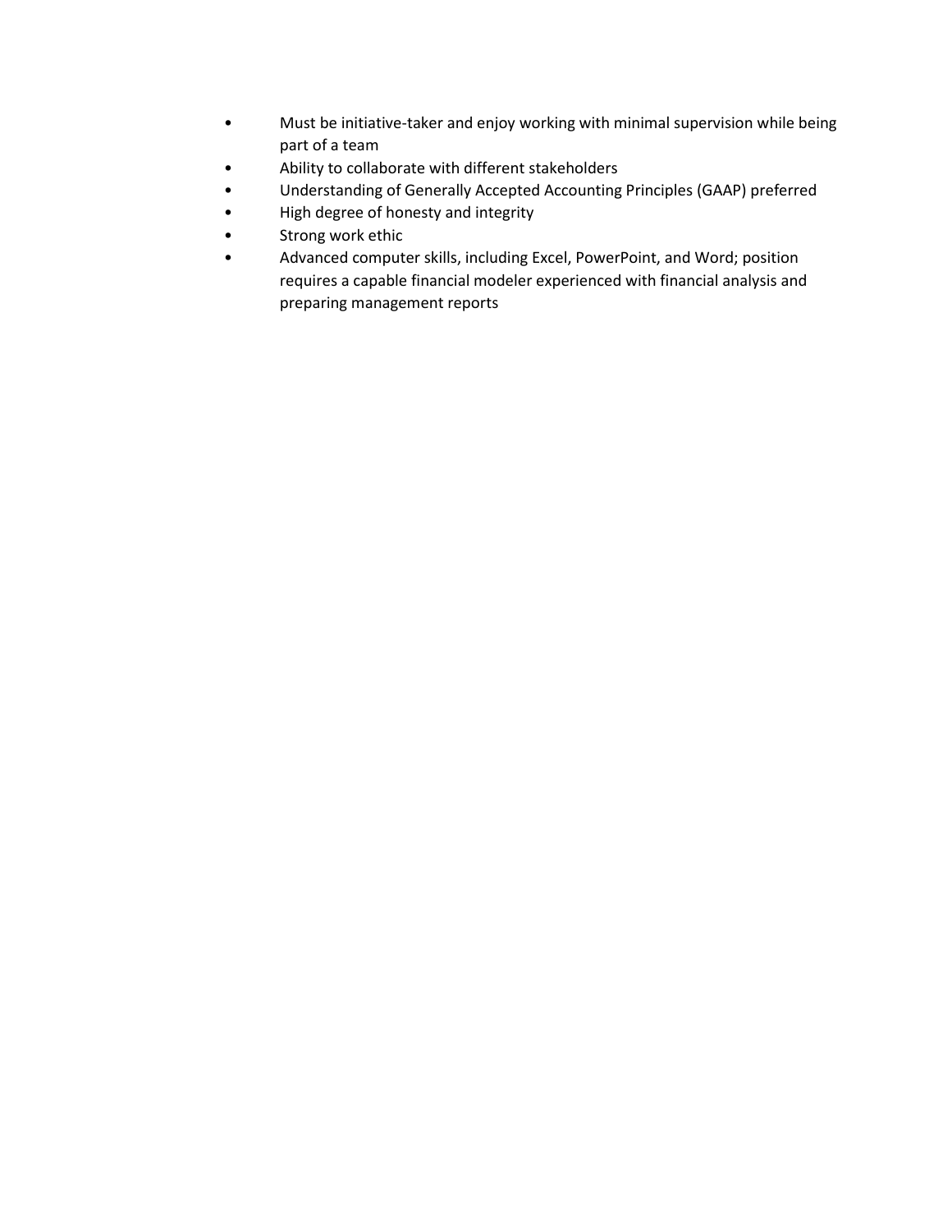- Must be initiative-taker and enjoy working with minimal supervision while being part of a team
- Ability to collaborate with different stakeholders
- Understanding of Generally Accepted Accounting Principles (GAAP) preferred
- High degree of honesty and integrity
- Strong work ethic
- Advanced computer skills, including Excel, PowerPoint, and Word; position requires a capable financial modeler experienced with financial analysis and preparing management reports